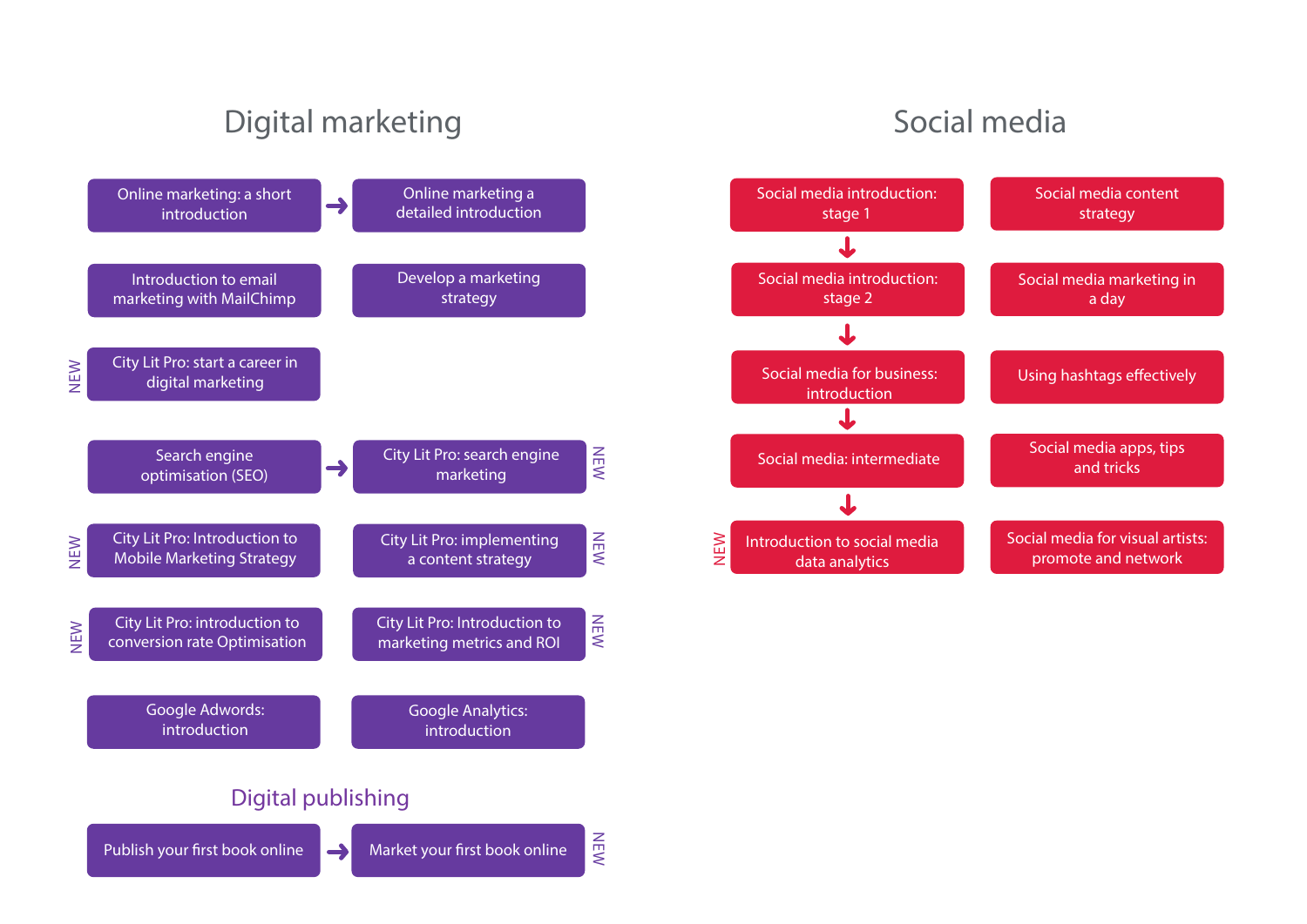## Digital marketing

- Online marketing: a short introduction → Online marketing a detailed introduction
- Introduction to email marketing with MailChimp
- Develop a marketing strategy
- City Lit Pro: start a career in digital marketing (NEW)
- Search engine optimisation (SEO) → City Lit Pro: search engine marketing (NEW)
- City Lit Pro: Introduction to Mobile Marketing Strategy (NEW)
- City Lit Pro: implementing a content strategy (NEW)
- City Lit Pro: introduction to conversion rate Optimisation (NEW)
- City Lit Pro: Introduction to marketing metrics and ROI (NEW)
- Google Adwords: introduction
- Google Analytics: introduction

## Digital publishing

- Publish your first book online → Market your first book online (NEW)

## Social media

- Social media introduction: stage 1
- ↓ Social media introduction: stage 2
- ↓ Social media for business: introduction
- ↓ Social media: intermediate
- ↓ Introduction to social media data analytics (NEW)
- Social media content strategy
- Social media marketing in a day
- Using hashtags effectively
- Social media apps, tips and tricks
- Social media for visual artists: promote and network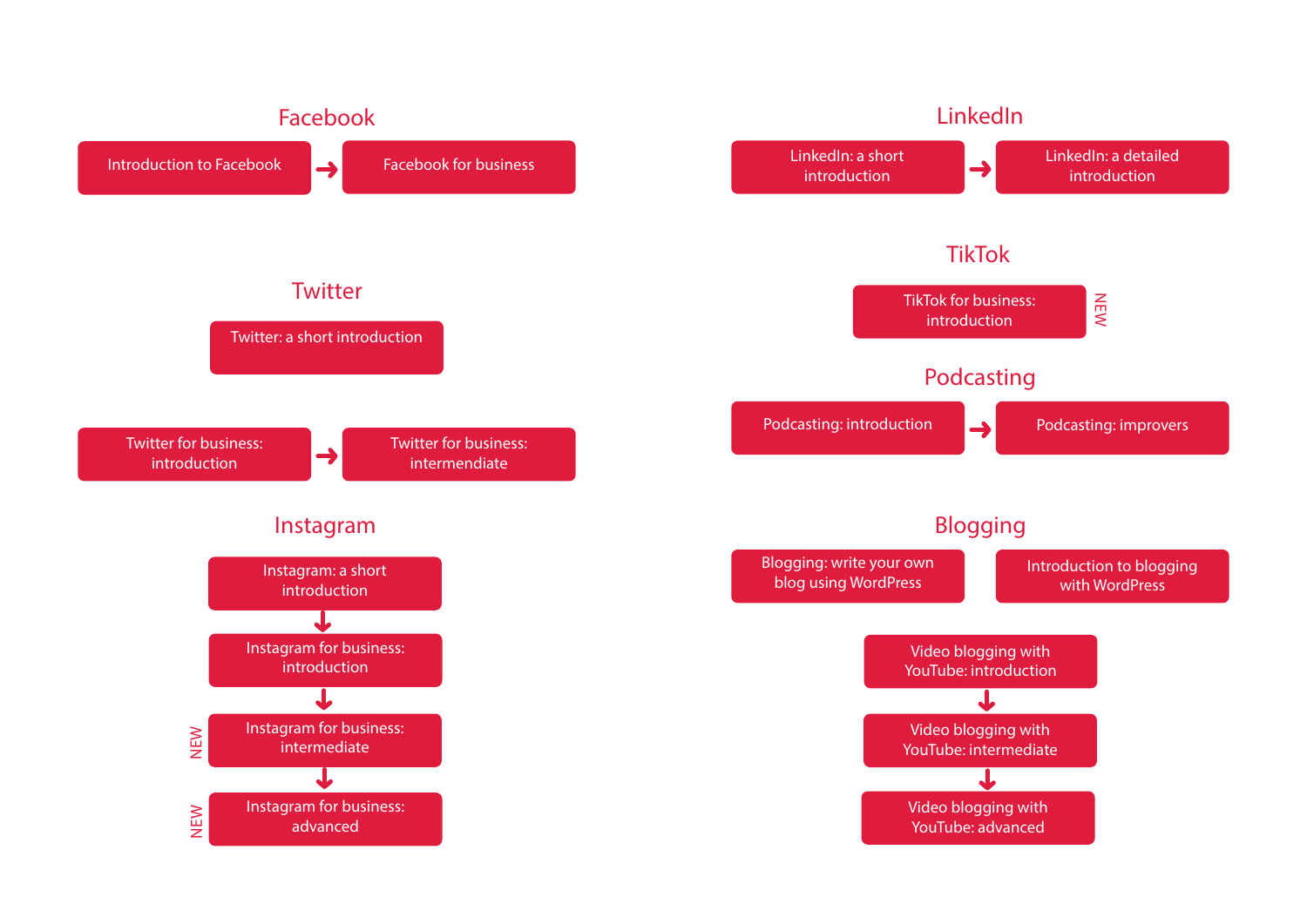## Facebook

Introduction to Facebook → Facebook for business

## Twitter

Twitter: a short introduction

Twitter for business: introduction → Twitter for business: intermendiate

## Instagram

Instagram: a short introduction
↓
Instagram for business: introduction
↓
Instagram for business: intermediate (NEW)
↓
Instagram for business: advanced (NEW)

## LinkedIn

LinkedIn: a short introduction → LinkedIn: a detailed introduction

## TikTok

TikTok for business: introduction (NEW)

## Podcasting

Podcasting: introduction → Podcasting: improvers

## Blogging

Blogging: write your own blog using WordPress

Introduction to blogging with WordPress

Video blogging with YouTube: introduction
↓
Video blogging with YouTube: intermediate
↓
Video blogging with YouTube: advanced